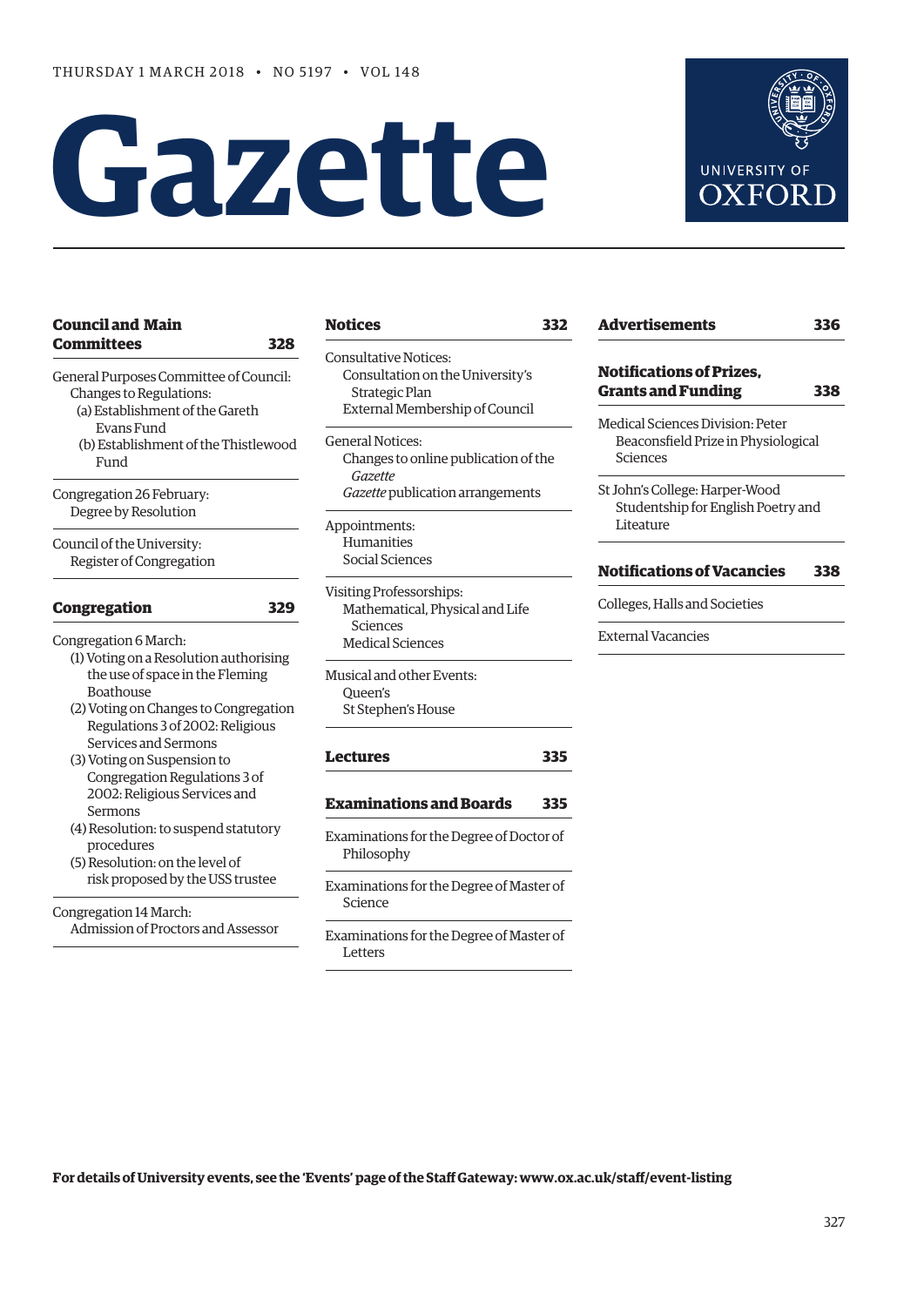THURSDAY 1 MARCH 2018 • NO 5197 • VOL 148

# Gazette

UNIVERSITY OF OXFORD

## Council and Main Committees 328

General Purposes Committee of Council: Changes to Regulations:
- (a) Establishment of the Gareth Evans Fund
- (b) Establishment of the Thistlewood Fund

Congregation 26 February: Degree by Resolution

Council of the University: Register of Congregation

## Congregation 329

Congregation 6 March:
- (1) Voting on a Resolution authorising the use of space in the Fleming Boathouse
- (2) Voting on Changes to Congregation Regulations 3 of 2002: Religious Services and Sermons
- (3) Voting on Suspension to Congregation Regulations 3 of 2002: Religious Services and Sermons
- (4) Resolution: to suspend statutory procedures
- (5) Resolution: on the level of risk proposed by the USS trustee

Congregation 14 March: Admission of Proctors and Assessor

## Notices 332

Consultative Notices:
- Consultation on the University's Strategic Plan
- External Membership of Council

General Notices:
- Changes to online publication of the *Gazette*
- *Gazette* publication arrangements

Appointments:
- Humanities
- Social Sciences

Visiting Professorships:
- Mathematical, Physical and Life Sciences
- Medical Sciences

Musical and other Events:
- Queen's
- St Stephen's House

## Lectures 335

## Examinations and Boards 335

Examinations for the Degree of Doctor of Philosophy

Examinations for the Degree of Master of Science

Examinations for the Degree of Master of Letters

## Advertisements 336

## Notifications of Prizes, Grants and Funding 338

Medical Sciences Division: Peter Beaconsfield Prize in Physiological Sciences

St John's College: Harper-Wood Studentship for English Poetry and Liteature

## Notifications of Vacancies 338

Colleges, Halls and Societies

External Vacancies

**For details of University events, see the 'Events' page of the Staff Gateway: www.ox.ac.uk/staff/event-listing**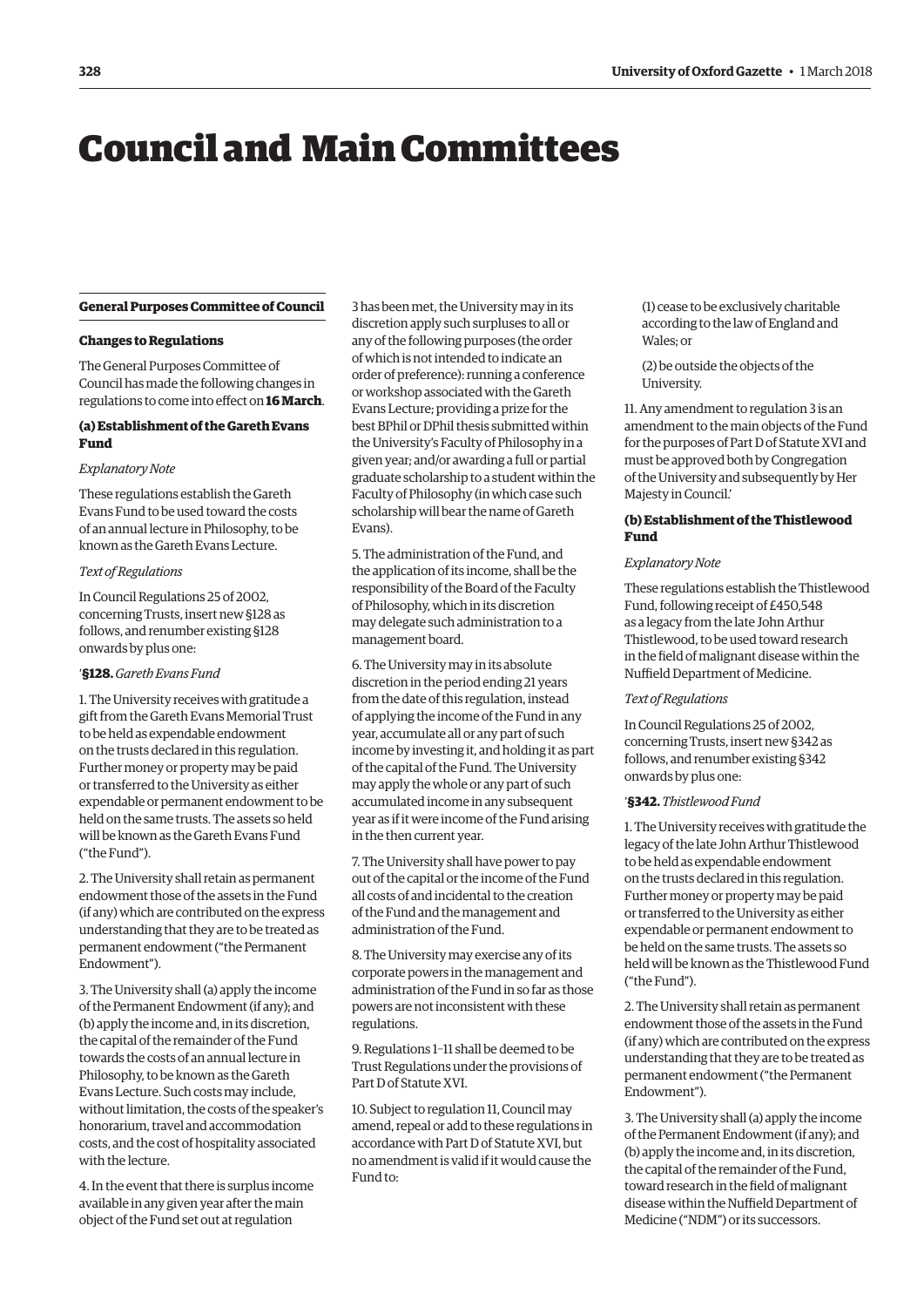# Council and Main Committees

## General Purposes Committee of Council

### Changes to Regulations

The General Purposes Committee of Council has made the following changes in regulations to come into effect on **16 March**.

#### (a) Establishment of the Gareth Evans Fund

*Explanatory Note*

These regulations establish the Gareth Evans Fund to be used toward the costs of an annual lecture in Philosophy, to be known as the Gareth Evans Lecture.

*Text of Regulations*

In Council Regulations 25 of 2002, concerning Trusts, insert new §128 as follows, and renumber existing §128 onwards by plus one:

'**§128.** *Gareth Evans Fund*

1. The University receives with gratitude a gift from the Gareth Evans Memorial Trust to be held as expendable endowment on the trusts declared in this regulation. Further money or property may be paid or transferred to the University as either expendable or permanent endowment to be held on the same trusts. The assets so held will be known as the Gareth Evans Fund ("the Fund").

2. The University shall retain as permanent endowment those of the assets in the Fund (if any) which are contributed on the express understanding that they are to be treated as permanent endowment ("the Permanent Endowment").

3. The University shall (a) apply the income of the Permanent Endowment (if any); and (b) apply the income and, in its discretion, the capital of the remainder of the Fund towards the costs of an annual lecture in Philosophy, to be known as the Gareth Evans Lecture. Such costs may include, without limitation, the costs of the speaker's honorarium, travel and accommodation costs, and the cost of hospitality associated with the lecture.

4. In the event that there is surplus income available in any given year after the main object of the Fund set out at regulation 3 has been met, the University may in its discretion apply such surpluses to all or any of the following purposes (the order of which is not intended to indicate an order of preference): running a conference or workshop associated with the Gareth Evans Lecture; providing a prize for the best BPhil or DPhil thesis submitted within the University's Faculty of Philosophy in a given year; and/or awarding a full or partial graduate scholarship to a student within the Faculty of Philosophy (in which case such scholarship will bear the name of Gareth Evans).

5. The administration of the Fund, and the application of its income, shall be the responsibility of the Board of the Faculty of Philosophy, which in its discretion may delegate such administration to a management board.

6. The University may in its absolute discretion in the period ending 21 years from the date of this regulation, instead of applying the income of the Fund in any year, accumulate all or any part of such income by investing it, and holding it as part of the capital of the Fund. The University may apply the whole or any part of such accumulated income in any subsequent year as if it were income of the Fund arising in the then current year.

7. The University shall have power to pay out of the capital or the income of the Fund all costs of and incidental to the creation of the Fund and the management and administration of the Fund.

8. The University may exercise any of its corporate powers in the management and administration of the Fund in so far as those powers are not inconsistent with these regulations.

9. Regulations 1–11 shall be deemed to be Trust Regulations under the provisions of Part D of Statute XVI.

10. Subject to regulation 11, Council may amend, repeal or add to these regulations in accordance with Part D of Statute XVI, but no amendment is valid if it would cause the Fund to:

(1) cease to be exclusively charitable according to the law of England and Wales; or

(2) be outside the objects of the University.

11. Any amendment to regulation 3 is an amendment to the main objects of the Fund for the purposes of Part D of Statute XVI and must be approved both by Congregation of the University and subsequently by Her Majesty in Council.'

#### (b) Establishment of the Thistlewood Fund

*Explanatory Note*

These regulations establish the Thistlewood Fund, following receipt of £450,548 as a legacy from the late John Arthur Thistlewood, to be used toward research in the field of malignant disease within the Nuffield Department of Medicine.

*Text of Regulations*

In Council Regulations 25 of 2002, concerning Trusts, insert new §342 as follows, and renumber existing §342 onwards by plus one:

'**§342.** *Thistlewood Fund*

1. The University receives with gratitude the legacy of the late John Arthur Thistlewood to be held as expendable endowment on the trusts declared in this regulation. Further money or property may be paid or transferred to the University as either expendable or permanent endowment to be held on the same trusts. The assets so held will be known as the Thistlewood Fund ("the Fund").

2. The University shall retain as permanent endowment those of the assets in the Fund (if any) which are contributed on the express understanding that they are to be treated as permanent endowment ("the Permanent Endowment").

3. The University shall (a) apply the income of the Permanent Endowment (if any); and (b) apply the income and, in its discretion, the capital of the remainder of the Fund, toward research in the field of malignant disease within the Nuffield Department of Medicine ("NDM") or its successors.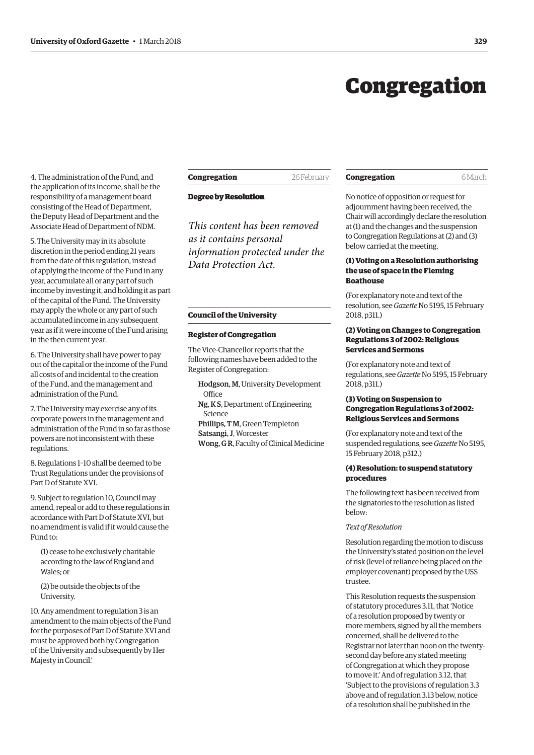# Congregation

4. The administration of the Fund, and the application of its income, shall be the responsibility of a management board consisting of the Head of Department, the Deputy Head of Department and the Associate Head of Department of NDM.

5. The University may in its absolute discretion in the period ending 21 years from the date of this regulation, instead of applying the income of the Fund in any year, accumulate all or any part of such income by investing it, and holding it as part of the capital of the Fund. The University may apply the whole or any part of such accumulated income in any subsequent year as if it were income of the Fund arising in the then current year.

6. The University shall have power to pay out of the capital or the income of the Fund all costs of and incidental to the creation of the Fund, and the management and administration of the Fund.

7. The University may exercise any of its corporate powers in the management and administration of the Fund in so far as those powers are not inconsistent with these regulations.

8. Regulations 1–10 shall be deemed to be Trust Regulations under the provisions of Part D of Statute XVI.

9. Subject to regulation 10, Council may amend, repeal or add to these regulations in accordance with Part D of Statute XVI, but no amendment is valid if it would cause the Fund to:

(1) cease to be exclusively charitable according to the law of England and Wales; or

(2) be outside the objects of the University.

10. Any amendment to regulation 3 is an amendment to the main objects of the Fund for the purposes of Part D of Statute XVI and must be approved both by Congregation of the University and subsequently by Her Majesty in Council.'

## Congregation — 26 February

### Degree by Resolution

*This content has been removed as it contains personal information protected under the Data Protection Act.*

## Council of the University

### Register of Congregation

The Vice-Chancellor reports that the following names have been added to the Register of Congregation:

**Hodgson, M**, University Development Office
**Ng, K S**, Department of Engineering Science
**Phillips, T M**, Green Templeton
**Satsangi, J**, Worcester
**Wong, G R**, Faculty of Clinical Medicine

## Congregation — 6 March

No notice of opposition or request for adjournment having been received, the Chair will accordingly declare the resolution at (1) and the changes and the suspension to Congregation Regulations at (2) and (3) below carried at the meeting.

### (1) Voting on a Resolution authorising the use of space in the Fleming Boathouse

(For explanatory note and text of the resolution, see *Gazette* No 5195, 15 February 2018, p311.)

### (2) Voting on Changes to Congregation Regulations 3 of 2002: Religious Services and Sermons

(For explanatory note and text of regulations, see *Gazette* No 5195, 15 February 2018, p311.)

### (3) Voting on Suspension to Congregation Regulations 3 of 2002: Religious Services and Sermons

(For explanatory note and text of the suspended regulations, see *Gazette* No 5195, 15 February 2018, p312.)

### (4) Resolution: to suspend statutory procedures

The following text has been received from the signatories to the resolution as listed below:

*Text of Resolution*

Resolution regarding the motion to discuss the University's stated position on the level of risk (level of reliance being placed on the employer covenant) proposed by the USS trustee.

This Resolution requests the suspension of statutory procedures 3.11, that 'Notice of a resolution proposed by twenty or more members, signed by all the members concerned, shall be delivered to the Registrar not later than noon on the twenty-second day before any stated meeting of Congregation at which they propose to move it.' And of regulation 3.12, that 'Subject to the provisions of regulation 3.3 above and of regulation 3.13 below, notice of a resolution shall be published in the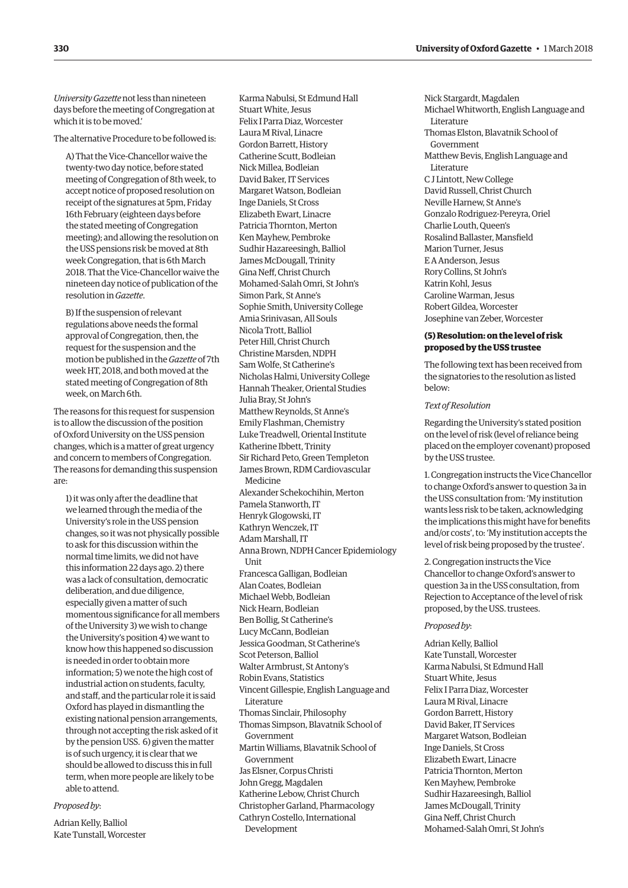*University Gazette* not less than nineteen days before the meeting of Congregation at which it is to be moved.'

The alternative Procedure to be followed is:

> A) That the Vice-Chancellor waive the twenty-two day notice, before stated meeting of Congregation of 8th week, to accept notice of proposed resolution on receipt of the signatures at 5pm, Friday 16th February (eighteen days before the stated meeting of Congregation meeting); and allowing the resolution on the USS pensions risk be moved at 8th week Congregation, that is 6th March 2018. That the Vice-Chancellor waive the nineteen day notice of publication of the resolution in *Gazette*.
>
> B) If the suspension of relevant regulations above needs the formal approval of Congregation, then, the request for the suspension and the motion be published in the *Gazette* of 7th week HT, 2018, and both moved at the stated meeting of Congregation of 8th week, on March 6th.

The reasons for this request for suspension is to allow the discussion of the position of Oxford University on the USS pension changes, which is a matter of great urgency and concern to members of Congregation. The reasons for demanding this suspension are:

> 1) it was only after the deadline that we learned through the media of the University's role in the USS pension changes, so it was not physically possible to ask for this discussion within the normal time limits, we did not have this information 22 days ago. 2) there was a lack of consultation, democratic deliberation, and due diligence, especially given a matter of such momentous significance for all members of the University 3) we wish to change the University's position 4) we want to know how this happened so discussion is needed in order to obtain more information; 5) we note the high cost of industrial action on students, faculty, and staff, and the particular role it is said Oxford has played in dismantling the existing national pension arrangements, through not accepting the risk asked of it by the pension USS. 6) given the matter is of such urgency, it is clear that we should be allowed to discuss this in full term, when more people are likely to be able to attend.

*Proposed by*:

Adrian Kelly, Balliol
Kate Tunstall, Worcester
Karma Nabulsi, St Edmund Hall
Stuart White, Jesus
Felix I Parra Diaz, Worcester
Laura M Rival, Linacre
Gordon Barrett, History
Catherine Scutt, Bodleian
Nick Millea, Bodleian
David Baker, IT Services
Margaret Watson, Bodleian
Inge Daniels, St Cross
Elizabeth Ewart, Linacre
Patricia Thornton, Merton
Ken Mayhew, Pembroke
Sudhir Hazareesingh, Balliol
James McDougall, Trinity
Gina Neff, Christ Church
Mohamed-Salah Omri, St John's
Simon Park, St Anne's
Sophie Smith, University College
Amia Srinivasan, All Souls
Nicola Trott, Balliol
Peter Hill, Christ Church
Christine Marsden, NDPH
Sam Wolfe, St Catherine's
Nicholas Halmi, University College
Hannah Theaker, Oriental Studies
Julia Bray, St John's
Matthew Reynolds, St Anne's
Emily Flashman, Chemistry
Luke Treadwell, Oriental Institute
Katherine Ibbett, Trinity
Sir Richard Peto, Green Templeton
James Brown, RDM Cardiovascular Medicine
Alexander Schekochihin, Merton
Pamela Stanworth, IT
Henryk Glogowski, IT
Kathryn Wenczek, IT
Adam Marshall, IT
Anna Brown, NDPH Cancer Epidemiology Unit
Francesca Galligan, Bodleian
Alan Coates, Bodleian
Michael Webb, Bodleian
Nick Hearn, Bodleian
Ben Bollig, St Catherine's
Lucy McCann, Bodleian
Jessica Goodman, St Catherine's
Scot Peterson, Balliol
Walter Armbrust, St Antony's
Robin Evans, Statistics
Vincent Gillespie, English Language and Literature
Thomas Sinclair, Philosophy
Thomas Simpson, Blavatnik School of Government
Martin Williams, Blavatnik School of Government
Jas Elsner, Corpus Christi
John Gregg, Magdalen
Katherine Lebow, Christ Church
Christopher Garland, Pharmacology
Cathryn Costello, International Development
Nick Stargardt, Magdalen
Michael Whitworth, English Language and Literature
Thomas Elston, Blavatnik School of Government
Matthew Bevis, English Language and Literature
C J Lintott, New College
David Russell, Christ Church
Neville Harnew, St Anne's
Gonzalo Rodriguez-Pereyra, Oriel
Charlie Louth, Queen's
Rosalind Ballaster, Mansfield
Marion Turner, Jesus
E A Anderson, Jesus
Rory Collins, St John's
Katrin Kohl, Jesus
Caroline Warman, Jesus
Robert Gildea, Worcester
Josephine van Zeber, Worcester

### (5) Resolution: on the level of risk proposed by the USS trustee

The following text has been received from the signatories to the resolution as listed below:

*Text of Resolution*

Regarding the University's stated position on the level of risk (level of reliance being placed on the employer covenant) proposed by the USS trustee.

1. Congregation instructs the Vice Chancellor to change Oxford's answer to question 3a in the USS consultation from: 'My institution wants less risk to be taken, acknowledging the implications this might have for benefits and/or costs', to: 'My institution accepts the level of risk being proposed by the trustee'.

2. Congregation instructs the Vice Chancellor to change Oxford's answer to question 3a in the USS consultation, from Rejection to Acceptance of the level of risk proposed, by the USS. trustees.

*Proposed by*:

Adrian Kelly, Balliol
Kate Tunstall, Worcester
Karma Nabulsi, St Edmund Hall
Stuart White, Jesus
Felix I Parra Diaz, Worcester
Laura M Rival, Linacre
Gordon Barrett, History
David Baker, IT Services
Margaret Watson, Bodleian
Inge Daniels, St Cross
Elizabeth Ewart, Linacre
Patricia Thornton, Merton
Ken Mayhew, Pembroke
Sudhir Hazareesingh, Balliol
James McDougall, Trinity
Gina Neff, Christ Church
Mohamed-Salah Omri, St John's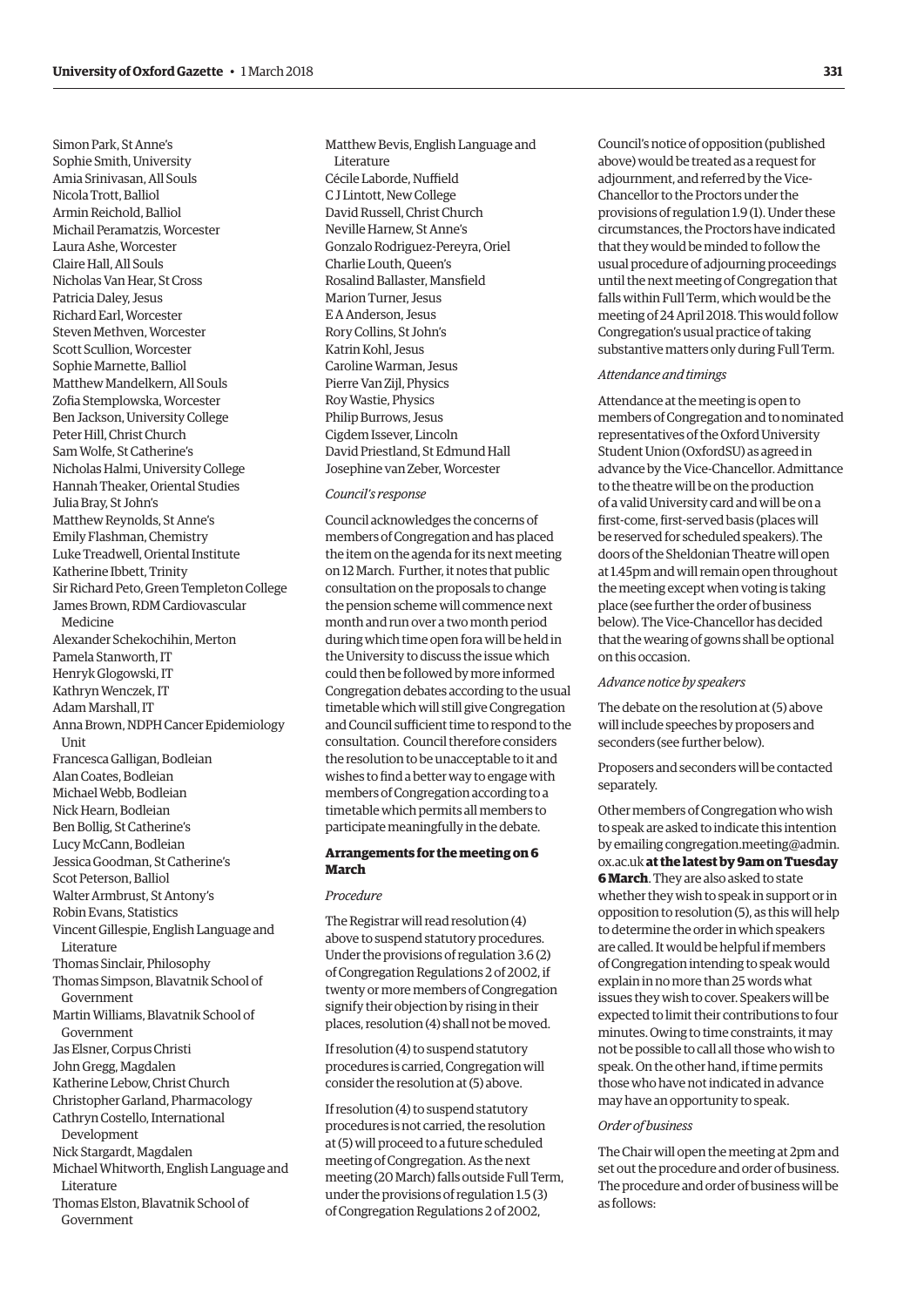Simon Park, St Anne's
Sophie Smith, University
Amia Srinivasan, All Souls
Nicola Trott, Balliol
Armin Reichold, Balliol
Michail Peramatzis, Worcester
Laura Ashe, Worcester
Claire Hall, All Souls
Nicholas Van Hear, St Cross
Patricia Daley, Jesus
Richard Earl, Worcester
Steven Methven, Worcester
Scott Scullion, Worcester
Sophie Marnette, Balliol
Matthew Mandelkern, All Souls
Zofia Stemplowska, Worcester
Ben Jackson, University College
Peter Hill, Christ Church
Sam Wolfe, St Catherine's
Nicholas Halmi, University College
Hannah Theaker, Oriental Studies
Julia Bray, St John's
Matthew Reynolds, St Anne's
Emily Flashman, Chemistry
Luke Treadwell, Oriental Institute
Katherine Ibbett, Trinity
Sir Richard Peto, Green Templeton College
James Brown, RDM Cardiovascular Medicine
Alexander Schekochihin, Merton
Pamela Stanworth, IT
Henryk Glogowski, IT
Kathryn Wenczek, IT
Adam Marshall, IT
Anna Brown, NDPH Cancer Epidemiology Unit
Francesca Galligan, Bodleian
Alan Coates, Bodleian
Michael Webb, Bodleian
Nick Hearn, Bodleian
Ben Bollig, St Catherine's
Lucy McCann, Bodleian
Jessica Goodman, St Catherine's
Scot Peterson, Balliol
Walter Armbrust, St Antony's
Robin Evans, Statistics
Vincent Gillespie, English Language and Literature
Thomas Sinclair, Philosophy
Thomas Simpson, Blavatnik School of Government
Martin Williams, Blavatnik School of Government
Jas Elsner, Corpus Christi
John Gregg, Magdalen
Katherine Lebow, Christ Church
Christopher Garland, Pharmacology
Cathryn Costello, International Development
Nick Stargardt, Magdalen
Michael Whitworth, English Language and Literature
Thomas Elston, Blavatnik School of Government
Matthew Bevis, English Language and Literature
Cécile Laborde, Nuffield
C J Lintott, New College
David Russell, Christ Church
Neville Harnew, St Anne's
Gonzalo Rodriguez-Pereyra, Oriel
Charlie Louth, Queen's
Rosalind Ballaster, Mansfield
Marion Turner, Jesus
E A Anderson, Jesus
Rory Collins, St John's
Katrin Kohl, Jesus
Caroline Warman, Jesus
Pierre Van Zijl, Physics
Roy Wastie, Physics
Philip Burrows, Jesus
Cigdem Issever, Lincoln
David Priestland, St Edmund Hall
Josephine van Zeber, Worcester

*Council's response*

Council acknowledges the concerns of members of Congregation and has placed the item on the agenda for its next meeting on 12 March. Further, it notes that public consultation on the proposals to change the pension scheme will commence next month and run over a two month period during which time open fora will be held in the University to discuss the issue which could then be followed by more informed Congregation debates according to the usual timetable which will still give Congregation and Council sufficient time to respond to the consultation. Council therefore considers the resolution to be unacceptable to it and wishes to find a better way to engage with members of Congregation according to a timetable which permits all members to participate meaningfully in the debate.

### Arrangements for the meeting on 6 March

*Procedure*

The Registrar will read resolution (4) above to suspend statutory procedures. Under the provisions of regulation 3.6 (2) of Congregation Regulations 2 of 2002, if twenty or more members of Congregation signify their objection by rising in their places, resolution (4) shall not be moved.

If resolution (4) to suspend statutory procedures is carried, Congregation will consider the resolution at (5) above.

If resolution (4) to suspend statutory procedures is not carried, the resolution at (5) will proceed to a future scheduled meeting of Congregation. As the next meeting (20 March) falls outside Full Term, under the provisions of regulation 1.5 (3) of Congregation Regulations 2 of 2002, Council's notice of opposition (published above) would be treated as a request for adjournment, and referred by the Vice-Chancellor to the Proctors under the provisions of regulation 1.9 (1). Under these circumstances, the Proctors have indicated that they would be minded to follow the usual procedure of adjourning proceedings until the next meeting of Congregation that falls within Full Term, which would be the meeting of 24 April 2018. This would follow Congregation's usual practice of taking substantive matters only during Full Term.

*Attendance and timings*

Attendance at the meeting is open to members of Congregation and to nominated representatives of the Oxford University Student Union (OxfordSU) as agreed in advance by the Vice-Chancellor. Admittance to the theatre will be on the production of a valid University card and will be on a first-come, first-served basis (places will be reserved for scheduled speakers). The doors of the Sheldonian Theatre will open at 1.45pm and will remain open throughout the meeting except when voting is taking place (see further the order of business below). The Vice-Chancellor has decided that the wearing of gowns shall be optional on this occasion.

*Advance notice by speakers*

The debate on the resolution at (5) above will include speeches by proposers and seconders (see further below).

Proposers and seconders will be contacted separately.

Other members of Congregation who wish to speak are asked to indicate this intention by emailing congregation.meeting@admin.ox.ac.uk **at the latest by 9am on Tuesday 6 March**. They are also asked to state whether they wish to speak in support or in opposition to resolution (5), as this will help to determine the order in which speakers are called. It would be helpful if members of Congregation intending to speak would explain in no more than 25 words what issues they wish to cover. Speakers will be expected to limit their contributions to four minutes. Owing to time constraints, it may not be possible to call all those who wish to speak. On the other hand, if time permits those who have not indicated in advance may have an opportunity to speak.

*Order of business*

The Chair will open the meeting at 2pm and set out the procedure and order of business. The procedure and order of business will be as follows: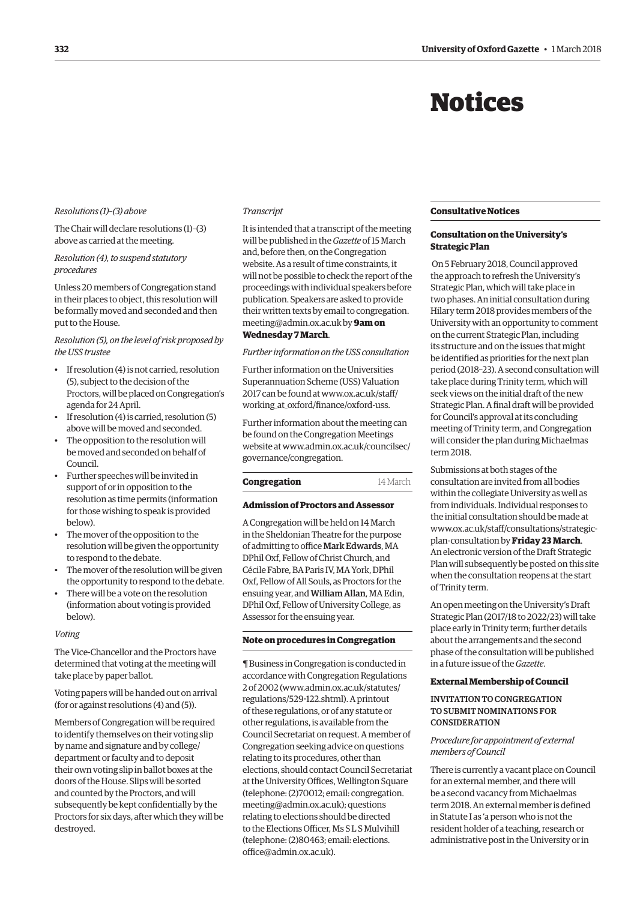# Notices

*Resolutions (1)–(3) above*

The Chair will declare resolutions (1)–(3) above as carried at the meeting.

*Resolution (4), to suspend statutory procedures*

Unless 20 members of Congregation stand in their places to object, this resolution will be formally moved and seconded and then put to the House.

*Resolution (5), on the level of risk proposed by the USS trustee*

- If resolution (4) is not carried, resolution (5), subject to the decision of the Proctors, will be placed on Congregation's agenda for 24 April.
- If resolution (4) is carried, resolution (5) above will be moved and seconded.
- The opposition to the resolution will be moved and seconded on behalf of Council.
- Further speeches will be invited in support of or in opposition to the resolution as time permits (information for those wishing to speak is provided below).
- The mover of the opposition to the resolution will be given the opportunity to respond to the debate.
- The mover of the resolution will be given the opportunity to respond to the debate.
- There will be a vote on the resolution (information about voting is provided below).

*Voting*

The Vice-Chancellor and the Proctors have determined that voting at the meeting will take place by paper ballot.

Voting papers will be handed out on arrival (for or against resolutions (4) and (5)).

Members of Congregation will be required to identify themselves on their voting slip by name and signature and by college/department or faculty and to deposit their own voting slip in ballot boxes at the doors of the House. Slips will be sorted and counted by the Proctors, and will subsequently be kept confidentially by the Proctors for six days, after which they will be destroyed.

*Transcript*

It is intended that a transcript of the meeting will be published in the *Gazette* of 15 March and, before then, on the Congregation website. As a result of time constraints, it will not be possible to check the report of the proceedings with individual speakers before publication. Speakers are asked to provide their written texts by email to congregation.meeting@admin.ox.ac.uk by **9am on Wednesday 7 March**.

*Further information on the USS consultation*

Further information on the Universities Superannuation Scheme (USS) Valuation 2017 can be found at www.ox.ac.uk/staff/working_at_oxford/finance/oxford-uss.

Further information about the meeting can be found on the Congregation Meetings website at www.admin.ox.ac.uk/councilsec/governance/congregation.

## Congregation — 14 March

### Admission of Proctors and Assessor

A Congregation will be held on 14 March in the Sheldonian Theatre for the purpose of admitting to office **Mark Edwards**, MA DPhil Oxf, Fellow of Christ Church, and Cécile Fabre, BA Paris IV, MA York, DPhil Oxf, Fellow of All Souls, as Proctors for the ensuing year, and **William Allan**, MA Edin, DPhil Oxf, Fellow of University College, as Assessor for the ensuing year.

### Note on procedures in Congregation

¶ Business in Congregation is conducted in accordance with Congregation Regulations 2 of 2002 (www.admin.ox.ac.uk/statutes/regulations/529-122.shtml). A printout of these regulations, or of any statute or other regulations, is available from the Council Secretariat on request. A member of Congregation seeking advice on questions relating to its procedures, other than elections, should contact Council Secretariat at the University Offices, Wellington Square (telephone: (2)70012; email: congregation.meeting@admin.ox.ac.uk); questions relating to elections should be directed to the Elections Officer, Ms S L S Mulvihill (telephone: (2)80463; email: elections.office@admin.ox.ac.uk).

## Consultative Notices

### Consultation on the University's Strategic Plan

On 5 February 2018, Council approved the approach to refresh the University's Strategic Plan, which will take place in two phases. An initial consultation during Hilary term 2018 provides members of the University with an opportunity to comment on the current Strategic Plan, including its structure and on the issues that might be identified as priorities for the next plan period (2018–23). A second consultation will take place during Trinity term, which will seek views on the initial draft of the new Strategic Plan. A final draft will be provided for Council's approval at its concluding meeting of Trinity term, and Congregation will consider the plan during Michaelmas term 2018.

Submissions at both stages of the consultation are invited from all bodies within the collegiate University as well as from individuals. Individual responses to the initial consultation should be made at www.ox.ac.uk/staff/consultations/strategic-plan-consultation by **Friday 23 March**. An electronic version of the Draft Strategic Plan will subsequently be posted on this site when the consultation reopens at the start of Trinity term.

An open meeting on the University's Draft Strategic Plan (2017/18 to 2022/23) will take place early in Trinity term; further details about the arrangements and the second phase of the consultation will be published in a future issue of the *Gazette*.

### External Membership of Council

INVITATION TO CONGREGATION TO SUBMIT NOMINATIONS FOR CONSIDERATION

*Procedure for appointment of external members of Council*

There is currently a vacant place on Council for an external member, and there will be a second vacancy from Michaelmas term 2018. An external member is defined in Statute I as 'a person who is not the resident holder of a teaching, research or administrative post in the University or in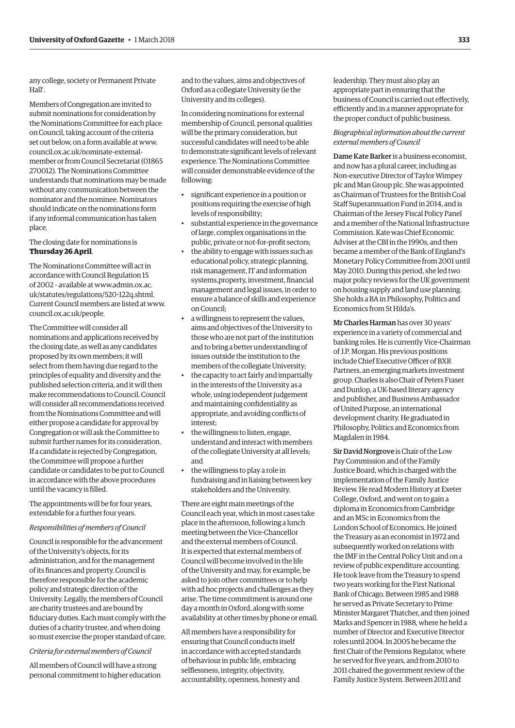any college, society or Permanent Private Hall'.

Members of Congregation are invited to submit nominations for consideration by the Nominations Committee for each place on Council, taking account of the criteria set out below, on a form available at www.council.ox.ac.uk/nominate-external-member or from Council Secretariat (01865 270012). The Nominations Committee understands that nominations may be made without any communication between the nominator and the nominee. Nominators should indicate on the nominations form if any informal communication has taken place.

The closing date for nominations is **Thursday 26 April**.

The Nominations Committee will act in accordance with Council Regulation 15 of 2002 – available at www.admin.ox.ac.uk/statutes/regulations/520-122q.shtml. Current Council members are listed at www.council.ox.ac.uk/people.

The Committee will consider all nominations and applications received by the closing date, as well as any candidates proposed by its own members; it will select from them having due regard to the principles of equality and diversity and the published selection criteria, and it will then make recommendations to Council. Council will consider all recommendations received from the Nominations Committee and will either propose a candidate for approval by Congregation or will ask the Committee to submit further names for its consideration. If a candidate is rejected by Congregation, the Committee will propose a further candidate or candidates to be put to Council in accordance with the above procedures until the vacancy is filled.

The appointments will be for four years, extendable for a further four years.

*Responsibilities of members of Council*

Council is responsible for the advancement of the University's objects, for its administration, and for the management of its finances and property. Council is therefore responsible for the academic policy and strategic direction of the University. Legally, the members of Council are charity trustees and are bound by fiduciary duties. Each must comply with the duties of a charity trustee, and when doing so must exercise the proper standard of care.

*Criteria for external members of Council*

All members of Council will have a strong personal commitment to higher education and to the values, aims and objectives of Oxford as a collegiate University (ie the University and its colleges).

In considering nominations for external membership of Council, personal qualities will be the primary consideration, but successful candidates will need to be able to demonstrate significant levels of relevant experience. The Nominations Committee will consider demonstrable evidence of the following:

- significant experience in a position or positions requiring the exercise of high levels of responsibility;
- substantial experience in the governance of large, complex organisations in the public, private or not-for-profit sectors;
- the ability to engage with issues such as educational policy, strategic planning, risk management, IT and information systems,property, investment, financial management and legal issues, in order to ensure a balance of skills and experience on Council;
- a willingness to represent the values, aims and objectives of the University to those who are not part of the institution and to bring a better understanding of issues outside the institution to the members of the collegiate University;
- the capacity to act fairly and impartially in the interests of the University as a whole, using independent judgement and maintaining confidentiality as appropriate, and avoiding conflicts of interest;
- the willingness to listen, engage, understand and interact with members of the collegiate University at all levels; and
- the willingness to play a role in fundraising and in liaising between key stakeholders and the University.

There are eight main meetings of the Council each year, which in most cases take place in the afternoon, following a lunch meeting between the Vice-Chancellor and the external members of Council. It is expected that external members of Council will become involved in the life of the University and may, for example, be asked to join other committees or to help with ad hoc projects and challenges as they arise. The time commitment is around one day a month in Oxford, along with some availability at other times by phone or email.

All members have a responsibility for ensuring that Council conducts itself in accordance with accepted standards of behaviour in public life, embracing selflessness, integrity, objectivity, accountability, openness, honesty and leadership. They must also play an appropriate part in ensuring that the business of Council is carried out effectively, efficiently and in a manner appropriate for the proper conduct of public business.

*Biographical information about the current external members of Council*

**Dame Kate Barker** is a business economist, and now has a plural career, including as Non-executive Director of Taylor Wimpey plc and Man Group plc. She was appointed as Chairman of Trustees for the British Coal Staff Superannuation Fund in 2014, and is Chairman of the Jersey Fiscal Policy Panel and a member of the National Infrastructure Commission. Kate was Chief Economic Adviser at the CBI in the 1990s, and then became a member of the Bank of England's Monetary Policy Committee from 2001 until May 2010. During this period, she led two major policy reviews for the UK government on housing supply and land use planning. She holds a BA in Philosophy, Politics and Economics from St Hilda's.

**Mr Charles Harman** has over 30 years' experience in a variety of commercial and banking roles. He is currently Vice-Chairman of J.P. Morgan. His previous positions include Chief Executive Officer of BXR Partners, an emerging markets investment group. Charles is also Chair of Peters Fraser and Dunlop, a UK-based literary agency and publisher, and Business Ambassador of United Purpose, an international development charity. He graduated in Philosophy, Politics and Economics from Magdalen in 1984.

**Sir David Norgrove** is Chair of the Low Pay Commission and of the Family Justice Board, which is charged with the implementation of the Family Justice Review. He read Modern History at Exeter College, Oxford, and went on to gain a diploma in Economics from Cambridge and an MSc in Economics from the London School of Economics. He joined the Treasury as an economist in 1972 and subsequently worked on relations with the IMF in the Central Policy Unit and on a review of public expenditure accounting. He took leave from the Treasury to spend two years working for the First National Bank of Chicago. Between 1985 and 1988 he served as Private Secretary to Prime Minister Margaret Thatcher, and then joined Marks and Spencer in 1988, where he held a number of Director and Executive Director roles until 2004. In 2005 he became the first Chair of the Pensions Regulator, where he served for five years, and from 2010 to 2011 chaired the government review of the Family Justice System. Between 2011 and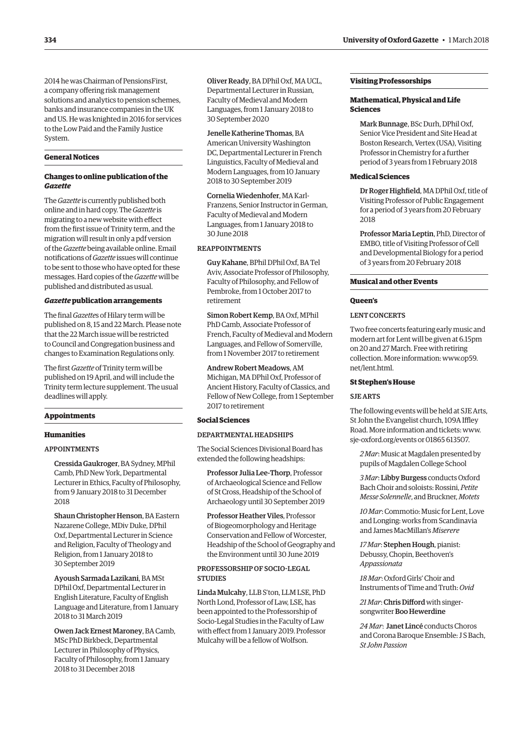2014 he was Chairman of PensionsFirst, a company offering risk management solutions and analytics to pension schemes, banks and insurance companies in the UK and US. He was knighted in 2016 for services to the Low Paid and the Family Justice System.

## General Notices

### Changes to online publication of the *Gazette*

The *Gazette* is currently published both online and in hard copy. The *Gazette* is migrating to a new website with effect from the first issue of Trinity term, and the migration will result in only a pdf version of the *Gazette* being available online. Email notifications of *Gazette* issues will continue to be sent to those who have opted for these messages. Hard copies of the *Gazette* will be published and distributed as usual.

### *Gazette* publication arrangements

The final *Gazette*s of Hilary term will be published on 8, 15 and 22 March. Please note that the 22 March issue will be restricted to Council and Congregation business and changes to Examination Regulations only.

The first *Gazette* of Trinity term will be published on 19 April, and will include the Trinity term lecture supplement. The usual deadlines will apply.

## Appointments

### Humanities

#### APPOINTMENTS

Cressida Gaukroger, BA Sydney, MPhil Camb, PhD New York, Departmental Lecturer in Ethics, Faculty of Philosophy, from 9 January 2018 to 31 December 2018

Shaun Christopher Henson, BA Eastern Nazarene College, MDiv Duke, DPhil Oxf, Departmental Lecturer in Science and Religion, Faculty of Theology and Religion, from 1 January 2018 to 30 September 2019

Ayoush Sarmada Lazikani, BA MSt DPhil Oxf, Departmental Lecturer in English Literature, Faculty of English Language and Literature, from 1 January 2018 to 31 March 2019

Owen Jack Ernest Maroney, BA Camb, MSc PhD Birkbeck, Departmental Lecturer in Philosophy of Physics, Faculty of Philosophy, from 1 January 2018 to 31 December 2018

Oliver Ready, BA DPhil Oxf, MA UCL, Departmental Lecturer in Russian, Faculty of Medieval and Modern Languages, from 1 January 2018 to 30 September 2020

Jenelle Katherine Thomas, BA American University Washington DC, Departmental Lecturer in French Linguistics, Faculty of Medieval and Modern Languages, from 10 January 2018 to 30 September 2019

Cornelia Wiedenhofer, MA Karl-Franzens, Senior Instructor in German, Faculty of Medieval and Modern Languages, from 1 January 2018 to 30 June 2018

#### REAPPOINTMENTS

Guy Kahane, BPhil DPhil Oxf, BA Tel Aviv, Associate Professor of Philosophy, Faculty of Philosophy, and Fellow of Pembroke, from 1 October 2017 to retirement

Simon Robert Kemp, BA Oxf, MPhil PhD Camb, Associate Professor of French, Faculty of Medieval and Modern Languages, and Fellow of Somerville, from 1 November 2017 to retirement

Andrew Robert Meadows, AM Michigan, MA DPhil Oxf, Professor of Ancient History, Faculty of Classics, and Fellow of New College, from 1 September 2017 to retirement

### Social Sciences

#### DEPARTMENTAL HEADSHIPS

The Social Sciences Divisional Board has extended the following headships:

Professor Julia Lee-Thorp, Professor of Archaeological Science and Fellow of St Cross, Headship of the School of Archaeology until 30 September 2019

Professor Heather Viles, Professor of Biogeomorphology and Heritage Conservation and Fellow of Worcester, Headship of the School of Geography and the Environment until 30 June 2019

#### PROFESSORSHIP OF SOCIO-LEGAL STUDIES

Linda Mulcahy, LLB S'ton, LLM LSE, PhD North Lond, Professor of Law, LSE, has been appointed to the Professorship of Socio-Legal Studies in the Faculty of Law with effect from 1 January 2019. Professor Mulcahy will be a fellow of Wolfson.

## Visiting Professorships

### Mathematical, Physical and Life Sciences

Mark Bunnage, BSc Durh, DPhil Oxf, Senior Vice President and Site Head at Boston Research, Vertex (USA), Visiting Professor in Chemistry for a further period of 3 years from 1 February 2018

### Medical Sciences

Dr Roger Highfield, MA DPhil Oxf, title of Visiting Professor of Public Engagement for a period of 3 years from 20 February 2018

Professor Maria Leptin, PhD, Director of EMBO, title of Visiting Professor of Cell and Developmental Biology for a period of 3 years from 20 February 2018

## Musical and other Events

### Queen's

#### LENT CONCERTS

Two free concerts featuring early music and modern art for Lent will be given at 6.15pm on 20 and 27 March. Free with retiring collection. More information: www.op59.net/lent.html.

### St Stephen's House

#### SJE ARTS

The following events will be held at SJE Arts, St John the Evangelist church, 109A Iffley Road. More information and tickets: www.sje-oxford.org/events or 01865 613507.

*2 Mar*: Music at Magdalen presented by pupils of Magdalen College School

*3 Mar*: **Libby Burgess** conducts Oxford Bach Choir and soloists: Rossini, *Petite Messe Solennelle*, and Bruckner, *Motets*

*10 Mar*: Commotio: Music for Lent, Love and Longing: works from Scandinavia and James MacMillan's *Miserere*

*17 Mar*: **Stephen Hough**, pianist: Debussy, Chopin, Beethoven's *Appassionata*

*18 Mar*: Oxford Girls' Choir and Instruments of Time and Truth: *Ovid*

*21 Mar*: **Chris Difford** with singer-songwriter **Boo Hewerdine**

*24 Mar*: **Janet Lincé** conducts Choros and Corona Baroque Ensemble: J S Bach, *St John Passion*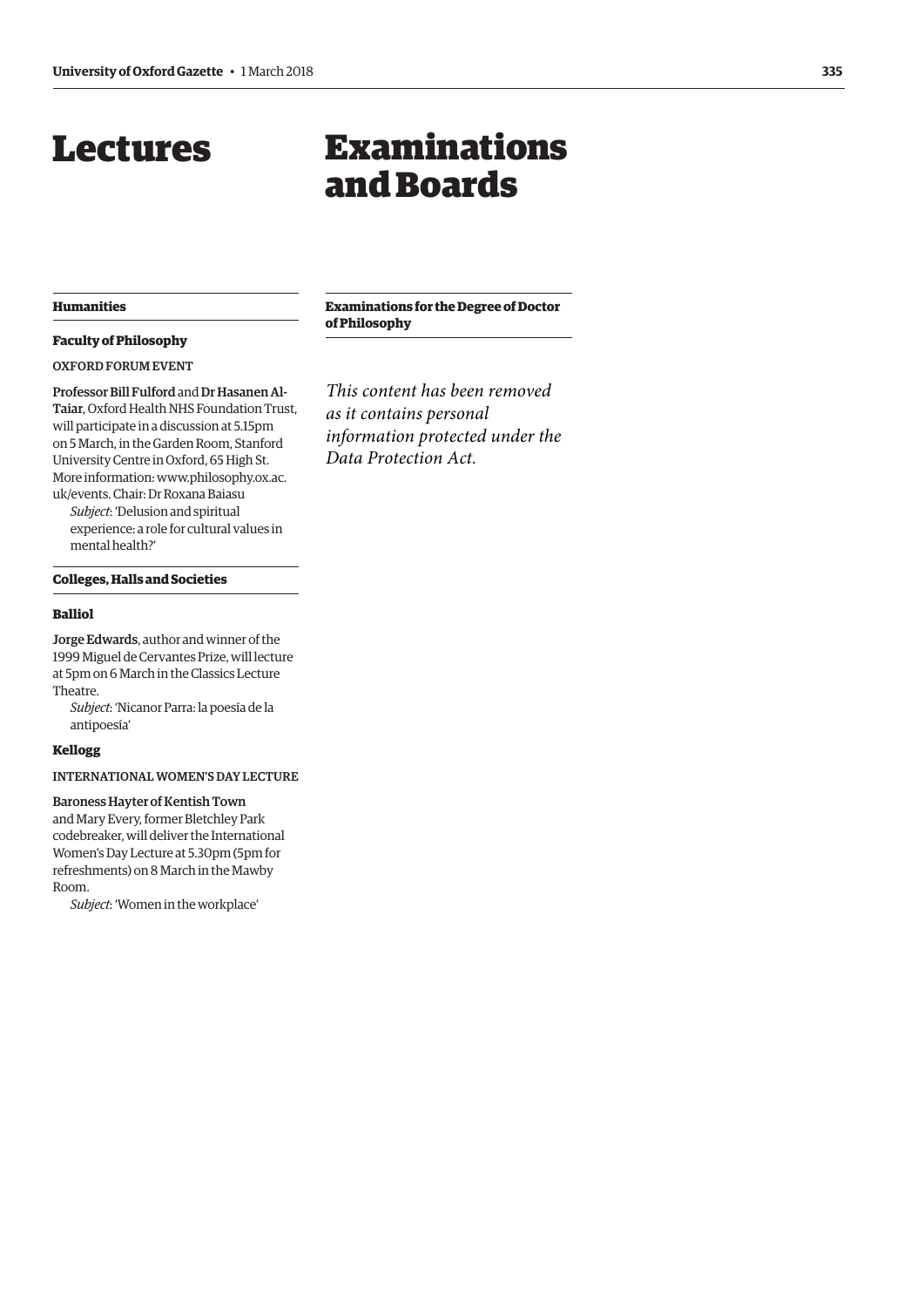# Lectures

## Humanities

### Faculty of Philosophy

OXFORD FORUM EVENT

Professor Bill Fulford and Dr Hasanen Al-Taiar, Oxford Health NHS Foundation Trust, will participate in a discussion at 5.15pm on 5 March, in the Garden Room, Stanford University Centre in Oxford, 65 High St. More information: www.philosophy.ox.ac.uk/events. Chair: Dr Roxana Baiasu

*Subject*: 'Delusion and spiritual experience: a role for cultural values in mental health?'

## Colleges, Halls and Societies

### Balliol

Jorge Edwards, author and winner of the 1999 Miguel de Cervantes Prize, will lecture at 5pm on 6 March in the Classics Lecture Theatre.

*Subject*: 'Nicanor Parra: la poesía de la antipoesía'

### Kellogg

INTERNATIONAL WOMEN'S DAY LECTURE

Baroness Hayter of Kentish Town and Mary Every, former Bletchley Park codebreaker, will deliver the International Women's Day Lecture at 5.30pm (5pm for refreshments) on 8 March in the Mawby Room.

*Subject*: 'Women in the workplace'

# Examinations and Boards

## Examinations for the Degree of Doctor of Philosophy

*This content has been removed as it contains personal information protected under the Data Protection Act.*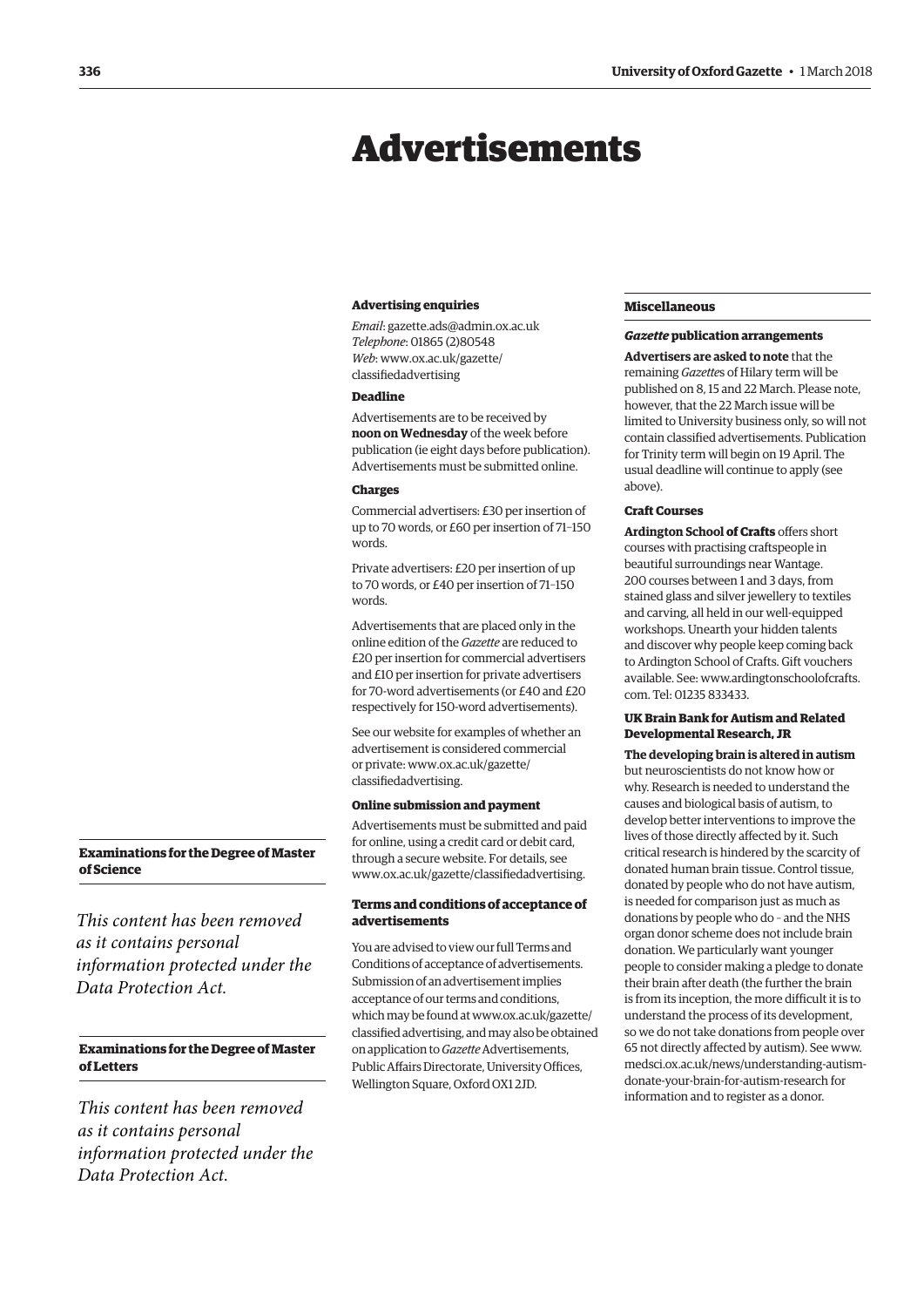## Examinations for the Degree of Master of Science

*This content has been removed as it contains personal information protected under the Data Protection Act.*

## Examinations for the Degree of Master of Letters

*This content has been removed as it contains personal information protected under the Data Protection Act.*

# Advertisements

### Advertising enquiries

*Email*: gazette.ads@admin.ox.ac.uk
*Telephone*: 01865 (2)80548
*Web*: www.ox.ac.uk/gazette/classifiedadvertising

### Deadline

Advertisements are to be received by **noon on Wednesday** of the week before publication (ie eight days before publication). Advertisements must be submitted online.

### Charges

Commercial advertisers: £30 per insertion of up to 70 words, or £60 per insertion of 71–150 words.

Private advertisers: £20 per insertion of up to 70 words, or £40 per insertion of 71–150 words.

Advertisements that are placed only in the online edition of the *Gazette* are reduced to £20 per insertion for commercial advertisers and £10 per insertion for private advertisers for 70-word advertisements (or £40 and £20 respectively for 150-word advertisements).

See our website for examples of whether an advertisement is considered commercial or private: www.ox.ac.uk/gazette/classifiedadvertising.

### Online submission and payment

Advertisements must be submitted and paid for online, using a credit card or debit card, through a secure website. For details, see www.ox.ac.uk/gazette/classifiedadvertising.

### Terms and conditions of acceptance of advertisements

You are advised to view our full Terms and Conditions of acceptance of advertisements. Submission of an advertisement implies acceptance of our terms and conditions, which may be found at www.ox.ac.uk/gazette/classified advertising, and may also be obtained on application to *Gazette* Advertisements, Public Affairs Directorate, University Offices, Wellington Square, Oxford OX1 2JD.

## Miscellaneous

### *Gazette* publication arrangements

**Advertisers are asked to note** that the remaining *Gazette*s of Hilary term will be published on 8, 15 and 22 March. Please note, however, that the 22 March issue will be limited to University business only, so will not contain classified advertisements. Publication for Trinity term will begin on 19 April. The usual deadline will continue to apply (see above).

### Craft Courses

**Ardington School of Crafts** offers short courses with practising craftspeople in beautiful surroundings near Wantage. 200 courses between 1 and 3 days, from stained glass and silver jewellery to textiles and carving, all held in our well-equipped workshops. Unearth your hidden talents and discover why people keep coming back to Ardington School of Crafts. Gift vouchers available. See: www.ardingtonschoolofcrafts.com. Tel: 01235 833433.

### UK Brain Bank for Autism and Related Developmental Research, JR

**The developing brain is altered in autism** but neuroscientists do not know how or why. Research is needed to understand the causes and biological basis of autism, to develop better interventions to improve the lives of those directly affected by it. Such critical research is hindered by the scarcity of donated human brain tissue. Control tissue, donated by people who do not have autism, is needed for comparison just as much as donations by people who do – and the NHS organ donor scheme does not include brain donation. We particularly want younger people to consider making a pledge to donate their brain after death (the further the brain is from its inception, the more difficult it is to understand the process of its development, so we do not take donations from people over 65 not directly affected by autism). See www.medsci.ox.ac.uk/news/understanding-autism-donate-your-brain-for-autism-research for information and to register as a donor.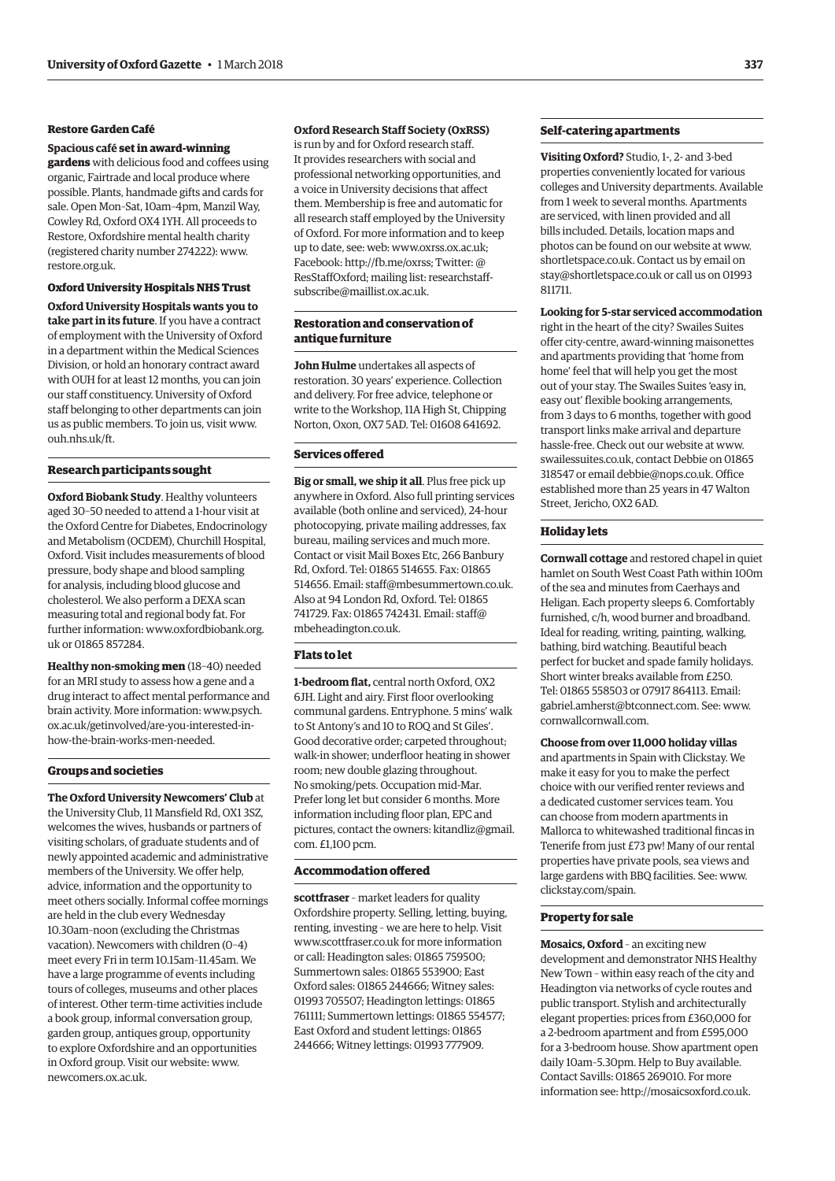### Restore Garden Café

**Spacious café set in award-winning gardens** with delicious food and coffees using organic, Fairtrade and local produce where possible. Plants, handmade gifts and cards for sale. Open Mon–Sat, 10am–4pm, Manzil Way, Cowley Rd, Oxford OX4 1YH. All proceeds to Restore, Oxfordshire mental health charity (registered charity number 274222): www.restore.org.uk.

### Oxford University Hospitals NHS Trust

**Oxford University Hospitals wants you to take part in its future**. If you have a contract of employment with the University of Oxford in a department within the Medical Sciences Division, or hold an honorary contract award with OUH for at least 12 months, you can join our staff constituency. University of Oxford staff belonging to other departments can join us as public members. To join us, visit www.ouh.nhs.uk/ft.

## Research participants sought

**Oxford Biobank Study**. Healthy volunteers aged 30–50 needed to attend a 1-hour visit at the Oxford Centre for Diabetes, Endocrinology and Metabolism (OCDEM), Churchill Hospital, Oxford. Visit includes measurements of blood pressure, body shape and blood sampling for analysis, including blood glucose and cholesterol. We also perform a DEXA scan measuring total and regional body fat. For further information: www.oxfordbiobank.org.uk or 01865 857284.

**Healthy non-smoking men** (18–40) needed for an MRI study to assess how a gene and a drug interact to affect mental performance and brain activity. More information: www.psych.ox.ac.uk/getinvolved/are-you-interested-in-how-the-brain-works-men-needed.

## Groups and societies

**The Oxford University Newcomers' Club** at the University Club, 11 Mansfield Rd, OX1 3SZ, welcomes the wives, husbands or partners of visiting scholars, of graduate students and of newly appointed academic and administrative members of the University. We offer help, advice, information and the opportunity to meet others socially. Informal coffee mornings are held in the club every Wednesday 10.30am–noon (excluding the Christmas vacation). Newcomers with children (0–4) meet every Fri in term 10.15am–11.45am. We have a large programme of events including tours of colleges, museums and other places of interest. Other term-time activities include a book group, informal conversation group, garden group, antiques group, opportunity to explore Oxfordshire and an opportunities in Oxford group. Visit our website: www.newcomers.ox.ac.uk.

### Oxford Research Staff Society (OxRSS)

is run by and for Oxford research staff. It provides researchers with social and professional networking opportunities, and a voice in University decisions that affect them. Membership is free and automatic for all research staff employed by the University of Oxford. For more information and to keep up to date, see: web: www.oxrss.ox.ac.uk; Facebook: http://fb.me/oxrss; Twitter: @ResStaffOxford; mailing list: researchstaff-subscribe@maillist.ox.ac.uk.

## Restoration and conservation of antique furniture

**John Hulme** undertakes all aspects of restoration. 30 years' experience. Collection and delivery. For free advice, telephone or write to the Workshop, 11A High St, Chipping Norton, Oxon, OX7 5AD. Tel: 01608 641692.

## Services offered

**Big or small, we ship it all**. Plus free pick up anywhere in Oxford. Also full printing services available (both online and serviced), 24-hour photocopying, private mailing addresses, fax bureau, mailing services and much more. Contact or visit Mail Boxes Etc, 266 Banbury Rd, Oxford. Tel: 01865 514655. Fax: 01865 514656. Email: staff@mbesummertown.co.uk. Also at 94 London Rd, Oxford. Tel: 01865 741729. Fax: 01865 742431. Email: staff@mbeheadington.co.uk.

## Flats to let

**1-bedroom flat,** central north Oxford, OX2 6JH. Light and airy. First floor overlooking communal gardens. Entryphone. 5 mins' walk to St Antony's and 10 to ROQ and St Giles'. Good decorative order; carpeted throughout; walk-in shower; underfloor heating in shower room; new double glazing throughout. No smoking/pets. Occupation mid-Mar. Prefer long let but consider 6 months. More information including floor plan, EPC and pictures, contact the owners: kitandliz@gmail.com. £1,100 pcm.

## Accommodation offered

**scottfraser** – market leaders for quality Oxfordshire property. Selling, letting, buying, renting, investing – we are here to help. Visit www.scottfraser.co.uk for more information or call: Headington sales: 01865 759500; Summertown sales: 01865 553900; East Oxford sales: 01865 244666; Witney sales: 01993 705507; Headington lettings: 01865 761111; Summertown lettings: 01865 554577; East Oxford and student lettings: 01865 244666; Witney lettings: 01993 777909.

## Self-catering apartments

**Visiting Oxford?** Studio, 1-, 2- and 3-bed properties conveniently located for various colleges and University departments. Available from 1 week to several months. Apartments are serviced, with linen provided and all bills included. Details, location maps and photos can be found on our website at www.shortletspace.co.uk. Contact us by email on stay@shortletspace.co.uk or call us on 01993 811711.

**Looking for 5-star serviced accommodation** right in the heart of the city? Swailes Suites offer city-centre, award-winning maisonettes and apartments providing that 'home from home' feel that will help you get the most out of your stay. The Swailes Suites 'easy in, easy out' flexible booking arrangements, from 3 days to 6 months, together with good transport links make arrival and departure hassle-free. Check out our website at www.swailessuites.co.uk, contact Debbie on 01865 318547 or email debbie@nops.co.uk. Office established more than 25 years in 47 Walton Street, Jericho, OX2 6AD.

## Holiday lets

**Cornwall cottage** and restored chapel in quiet hamlet on South West Coast Path within 100m of the sea and minutes from Caerhays and Heligan. Each property sleeps 6. Comfortably furnished, c/h, wood burner and broadband. Ideal for reading, writing, painting, walking, bathing, bird watching. Beautiful beach perfect for bucket and spade family holidays. Short winter breaks available from £250. Tel: 01865 558503 or 07917 864113. Email: gabriel.amherst@btconnect.com. See: www.cornwallcornwall.com.

**Choose from over 11,000 holiday villas** and apartments in Spain with Clickstay. We make it easy for you to make the perfect choice with our verified renter reviews and a dedicated customer services team. You can choose from modern apartments in Mallorca to whitewashed traditional fincas in Tenerife from just £73 pw! Many of our rental properties have private pools, sea views and large gardens with BBQ facilities. See: www.clickstay.com/spain.

## Property for sale

**Mosaics, Oxford** – an exciting new development and demonstrator NHS Healthy New Town – within easy reach of the city and Headington via networks of cycle routes and public transport. Stylish and architecturally elegant properties: prices from £360,000 for a 2-bedroom apartment and from £595,000 for a 3-bedroom house. Show apartment open daily 10am–5.30pm. Help to Buy available. Contact Savills: 01865 269010. For more information see: http://mosaicsoxford.co.uk.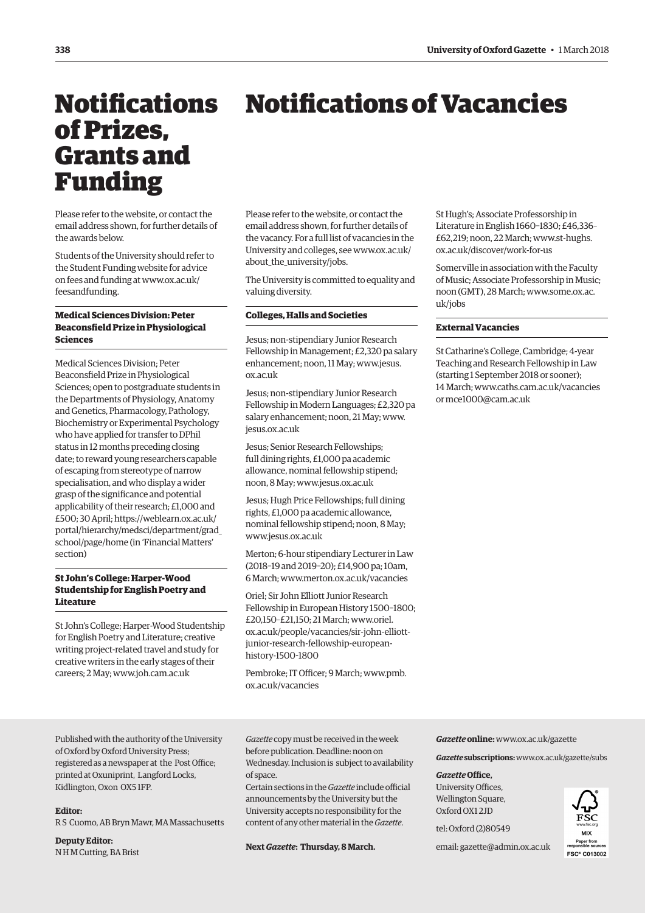# Notifications of Prizes, Grants and Funding

Please refer to the website, or contact the email address shown, for further details of the awards below.

Students of the University should refer to the Student Funding website for advice on fees and funding at www.ox.ac.uk/feesandfunding.

### Medical Sciences Division: Peter Beaconsfield Prize in Physiological Sciences

Medical Sciences Division; Peter Beaconsfield Prize in Physiological Sciences; open to postgraduate students in the Departments of Physiology, Anatomy and Genetics, Pharmacology, Pathology, Biochemistry or Experimental Psychology who have applied for transfer to DPhil status in 12 months preceding closing date; to reward young researchers capable of escaping from stereotype of narrow specialisation, and who display a wider grasp of the significance and potential applicability of their research; £1,000 and £500; 30 April; https://weblearn.ox.ac.uk/portal/hierarchy/medsci/department/grad_school/page/home (in 'Financial Matters' section)

### St John's College: Harper-Wood Studentship for English Poetry and Liteature

St John's College; Harper-Wood Studentship for English Poetry and Literature; creative writing project-related travel and study for creative writers in the early stages of their careers; 2 May; www.joh.cam.ac.uk

# Notifications of Vacancies

Please refer to the website, or contact the email address shown, for further details of the vacancy. For a full list of vacancies in the University and colleges, see www.ox.ac.uk/about_the_university/jobs.

The University is committed to equality and valuing diversity.

### Colleges, Halls and Societies

Jesus; non-stipendiary Junior Research Fellowship in Management; £2,320 pa salary enhancement; noon, 11 May; www.jesus.ox.ac.uk

Jesus; non-stipendiary Junior Research Fellowship in Modern Languages; £2,320 pa salary enhancement; noon, 21 May; www.jesus.ox.ac.uk

Jesus; Senior Research Fellowships; full dining rights, £1,000 pa academic allowance, nominal fellowship stipend; noon, 8 May; www.jesus.ox.ac.uk

Jesus; Hugh Price Fellowships; full dining rights, £1,000 pa academic allowance, nominal fellowship stipend; noon, 8 May; www.jesus.ox.ac.uk

Merton; 6-hour stipendiary Lecturer in Law (2018–19 and 2019–20); £14,900 pa; 10am, 6 March; www.merton.ox.ac.uk/vacancies

Oriel; Sir John Elliott Junior Research Fellowship in European History 1500–1800; £20,150–£21,150; 21 March; www.oriel.ox.ac.uk/people/vacancies/sir-john-elliott-junior-research-fellowship-european-history-1500-1800

Pembroke; IT Officer; 9 March; www.pmb.ox.ac.uk/vacancies

St Hugh's; Associate Professorship in Literature in English 1660–1830; £46,336–£62,219; noon, 22 March; www.st-hughs.ox.ac.uk/discover/work-for-us

Somerville in association with the Faculty of Music; Associate Professorship in Music; noon (GMT), 28 March; www.some.ox.ac.uk/jobs

### External Vacancies

St Catharine's College, Cambridge; 4-year Teaching and Research Fellowship in Law (starting 1 September 2018 or sooner); 14 March; www.caths.cam.ac.uk/vacancies or mce1000@cam.ac.uk

---

Published with the authority of the University of Oxford by Oxford University Press; registered as a newspaper at the Post Office; printed at Oxuniprint, Langford Locks, Kidlington, Oxon OX5 1FP.

**Editor:**
R S Cuomo, AB Bryn Mawr, MA Massachusetts

**Deputy Editor:**
N H M Cutting, BA Brist

*Gazette* copy must be received in the week before publication. Deadline: noon on Wednesday. Inclusion is subject to availability of space.

Certain sections in the *Gazette* include official announcements by the University but the University accepts no responsibility for the content of any other material in the *Gazette*.

**Next *Gazette*: Thursday, 8 March.**

***Gazette* online:** www.ox.ac.uk/gazette

***Gazette* subscriptions:** www.ox.ac.uk/gazette/subs

***Gazette* Office,**
University Offices,
Wellington Square,
Oxford OX1 2JD

tel: Oxford (2)80549

email: gazette@admin.ox.ac.uk

FSC www.fsc.org MIX Paper from responsible sources FSC® C013002